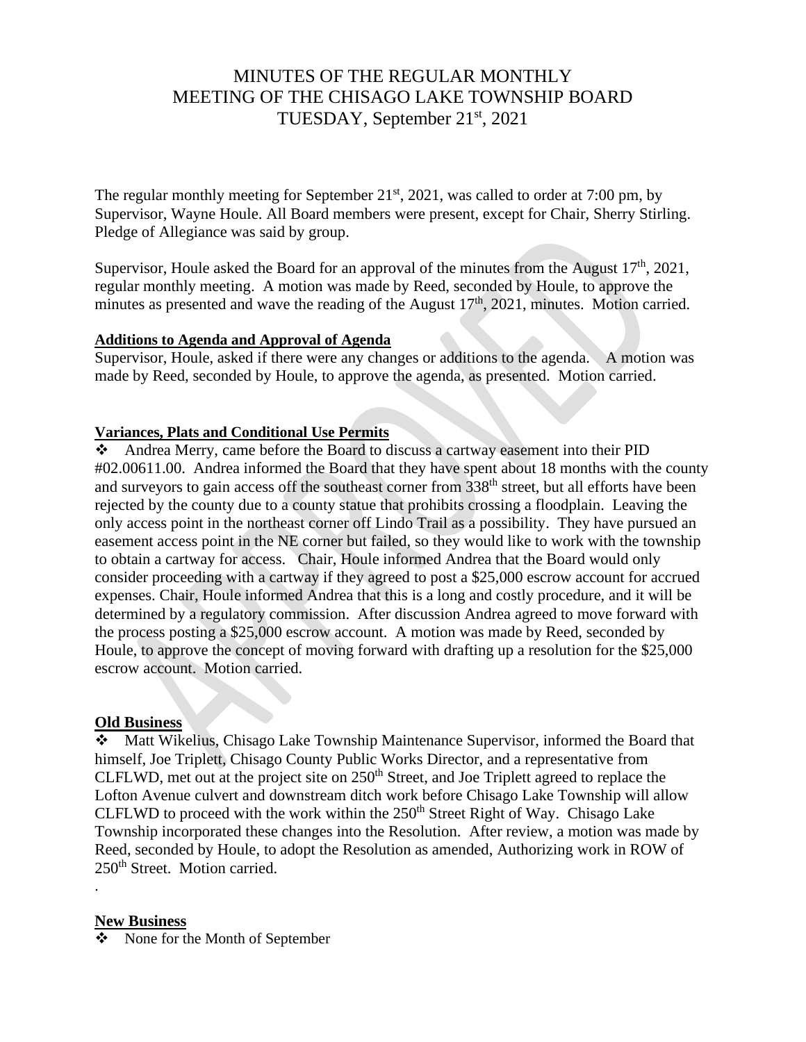# MINUTES OF THE REGULAR MONTHLY MEETING OF THE CHISAGO LAKE TOWNSHIP BOARD TUESDAY, September 21st, 2021

The regular monthly meeting for September 21st, 2021, was called to order at 7:00 pm, by Supervisor, Wayne Houle. All Board members were present, except for Chair, Sherry Stirling. Pledge of Allegiance was said by group.

Supervisor, Houle asked the Board for an approval of the minutes from the August 17th, 2021, regular monthly meeting. A motion was made by Reed, seconded by Houle, to approve the minutes as presented and wave the reading of the August 17th, 2021, minutes. Motion carried.

**Additions to Agenda and Approval of Agenda**

Supervisor, Houle, asked if there were any changes or additions to the agenda. A motion was made by Reed, seconded by Houle, to approve the agenda, as presented. Motion carried.

**Variances, Plats and Conditional Use Permits**

- Andrea Merry, came before the Board to discuss a cartway easement into their PID #02.00611.00. Andrea informed the Board that they have spent about 18 months with the county and surveyors to gain access off the southeast corner from 338th street, but all efforts have been rejected by the county due to a county statue that prohibits crossing a floodplain. Leaving the only access point in the northeast corner off Lindo Trail as a possibility. They have pursued an easement access point in the NE corner but failed, so they would like to work with the township to obtain a cartway for access. Chair, Houle informed Andrea that the Board would only consider proceeding with a cartway if they agreed to post a $25,000 escrow account for accrued expenses. Chair, Houle informed Andrea that this is a long and costly procedure, and it will be determined by a regulatory commission. After discussion Andrea agreed to move forward with the process posting a $25,000 escrow account. A motion was made by Reed, seconded by Houle, to approve the concept of moving forward with drafting up a resolution for the $25,000 escrow account. Motion carried.

**Old Business**

- Matt Wikelius, Chisago Lake Township Maintenance Supervisor, informed the Board that himself, Joe Triplett, Chisago County Public Works Director, and a representative from CLFLWD, met out at the project site on 250th Street, and Joe Triplett agreed to replace the Lofton Avenue culvert and downstream ditch work before Chisago Lake Township will allow CLFLWD to proceed with the work within the 250th Street Right of Way. Chisago Lake Township incorporated these changes into the Resolution. After review, a motion was made by Reed, seconded by Houle, to adopt the Resolution as amended, Authorizing work in ROW of 250th Street. Motion carried.

.

**New Business**

- None for the Month of September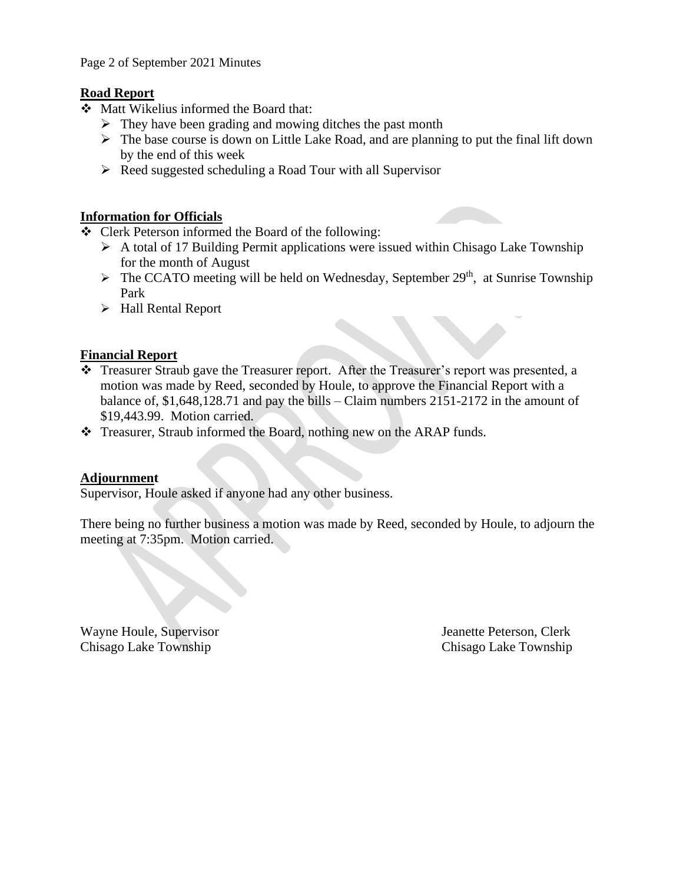## Road Report

- Matt Wikelius informed the Board that:
  - They have been grading and mowing ditches the past month
  - The base course is down on Little Lake Road, and are planning to put the final lift down by the end of this week
  - Reed suggested scheduling a Road Tour with all Supervisor

## Information for Officials

- Clerk Peterson informed the Board of the following:
  - A total of 17 Building Permit applications were issued within Chisago Lake Township for the month of August
  - The CCATO meeting will be held on Wednesday, September 29th, at Sunrise Township Park
  - Hall Rental Report

## Financial Report

- Treasurer Straub gave the Treasurer report. After the Treasurer's report was presented, a motion was made by Reed, seconded by Houle, to approve the Financial Report with a balance of, $1,648,128.71 and pay the bills – Claim numbers 2151-2172 in the amount of $19,443.99. Motion carried.
- Treasurer, Straub informed the Board, nothing new on the ARAP funds.

## Adjournment

Supervisor, Houle asked if anyone had any other business.

There being no further business a motion was made by Reed, seconded by Houle, to adjourn the meeting at 7:35pm. Motion carried.

Wayne Houle, Supervisor
Chisago Lake Township

Jeanette Peterson, Clerk
Chisago Lake Township